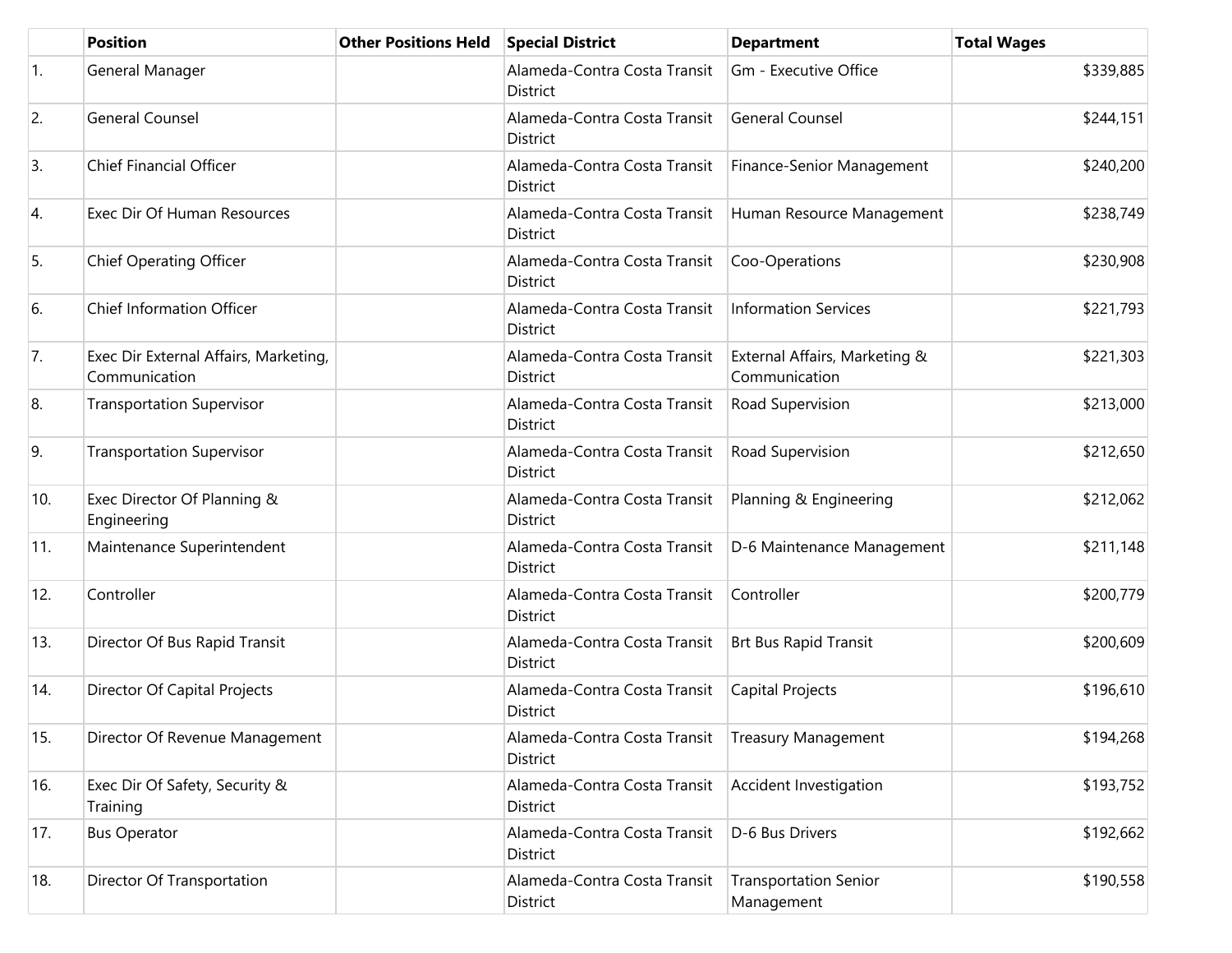| | Position | Other Positions Held | Special District | Department | Total Wages |
|---|---|---|---|---|---|
| 1. | General Manager | | Alameda-Contra Costa Transit District | Gm - Executive Office | $339,885 |
| 2. | General Counsel | | Alameda-Contra Costa Transit District | General Counsel | $244,151 |
| 3. | Chief Financial Officer | | Alameda-Contra Costa Transit District | Finance-Senior Management | $240,200 |
| 4. | Exec Dir Of Human Resources | | Alameda-Contra Costa Transit District | Human Resource Management | $238,749 |
| 5. | Chief Operating Officer | | Alameda-Contra Costa Transit District | Coo-Operations | $230,908 |
| 6. | Chief Information Officer | | Alameda-Contra Costa Transit District | Information Services | $221,793 |
| 7. | Exec Dir External Affairs, Marketing, Communication | | Alameda-Contra Costa Transit District | External Affairs, Marketing & Communication | $221,303 |
| 8. | Transportation Supervisor | | Alameda-Contra Costa Transit District | Road Supervision | $213,000 |
| 9. | Transportation Supervisor | | Alameda-Contra Costa Transit District | Road Supervision | $212,650 |
| 10. | Exec Director Of Planning & Engineering | | Alameda-Contra Costa Transit District | Planning & Engineering | $212,062 |
| 11. | Maintenance Superintendent | | Alameda-Contra Costa Transit District | D-6 Maintenance Management | $211,148 |
| 12. | Controller | | Alameda-Contra Costa Transit District | Controller | $200,779 |
| 13. | Director Of Bus Rapid Transit | | Alameda-Contra Costa Transit District | Brt Bus Rapid Transit | $200,609 |
| 14. | Director Of Capital Projects | | Alameda-Contra Costa Transit District | Capital Projects | $196,610 |
| 15. | Director Of Revenue Management | | Alameda-Contra Costa Transit District | Treasury Management | $194,268 |
| 16. | Exec Dir Of Safety, Security & Training | | Alameda-Contra Costa Transit District | Accident Investigation | $193,752 |
| 17. | Bus Operator | | Alameda-Contra Costa Transit District | D-6 Bus Drivers | $192,662 |
| 18. | Director Of Transportation | | Alameda-Contra Costa Transit District | Transportation Senior Management | $190,558 |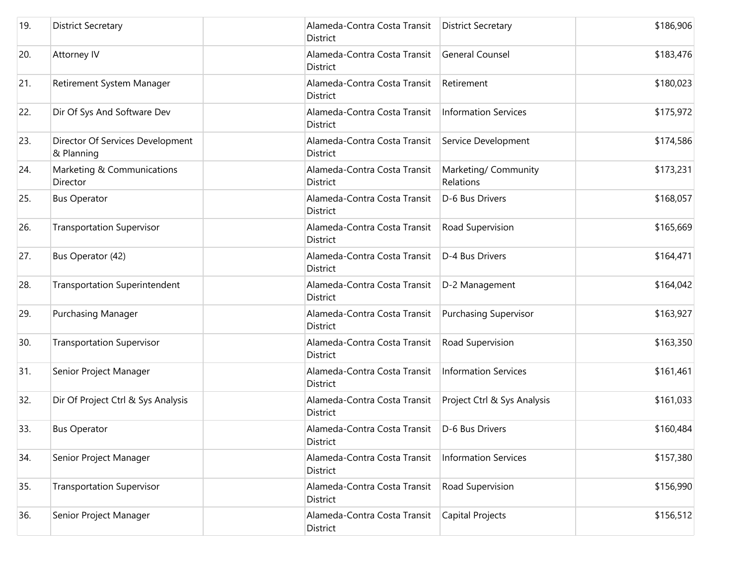| | | | | | |
|---|---|---|---|---|---|
| 19. | District Secretary | | Alameda-Contra Costa Transit District | District Secretary | $186,906 |
| 20. | Attorney IV | | Alameda-Contra Costa Transit District | General Counsel | $183,476 |
| 21. | Retirement System Manager | | Alameda-Contra Costa Transit District | Retirement | $180,023 |
| 22. | Dir Of Sys And Software Dev | | Alameda-Contra Costa Transit District | Information Services | $175,972 |
| 23. | Director Of Services Development & Planning | | Alameda-Contra Costa Transit District | Service Development | $174,586 |
| 24. | Marketing & Communications Director | | Alameda-Contra Costa Transit District | Marketing/ Community Relations | $173,231 |
| 25. | Bus Operator | | Alameda-Contra Costa Transit District | D-6 Bus Drivers | $168,057 |
| 26. | Transportation Supervisor | | Alameda-Contra Costa Transit District | Road Supervision | $165,669 |
| 27. | Bus Operator (42) | | Alameda-Contra Costa Transit District | D-4 Bus Drivers | $164,471 |
| 28. | Transportation Superintendent | | Alameda-Contra Costa Transit District | D-2 Management | $164,042 |
| 29. | Purchasing Manager | | Alameda-Contra Costa Transit District | Purchasing Supervisor | $163,927 |
| 30. | Transportation Supervisor | | Alameda-Contra Costa Transit District | Road Supervision | $163,350 |
| 31. | Senior Project Manager | | Alameda-Contra Costa Transit District | Information Services | $161,461 |
| 32. | Dir Of Project Ctrl & Sys Analysis | | Alameda-Contra Costa Transit District | Project Ctrl & Sys Analysis | $161,033 |
| 33. | Bus Operator | | Alameda-Contra Costa Transit District | D-6 Bus Drivers | $160,484 |
| 34. | Senior Project Manager | | Alameda-Contra Costa Transit District | Information Services | $157,380 |
| 35. | Transportation Supervisor | | Alameda-Contra Costa Transit District | Road Supervision | $156,990 |
| 36. | Senior Project Manager | | Alameda-Contra Costa Transit District | Capital Projects | $156,512 |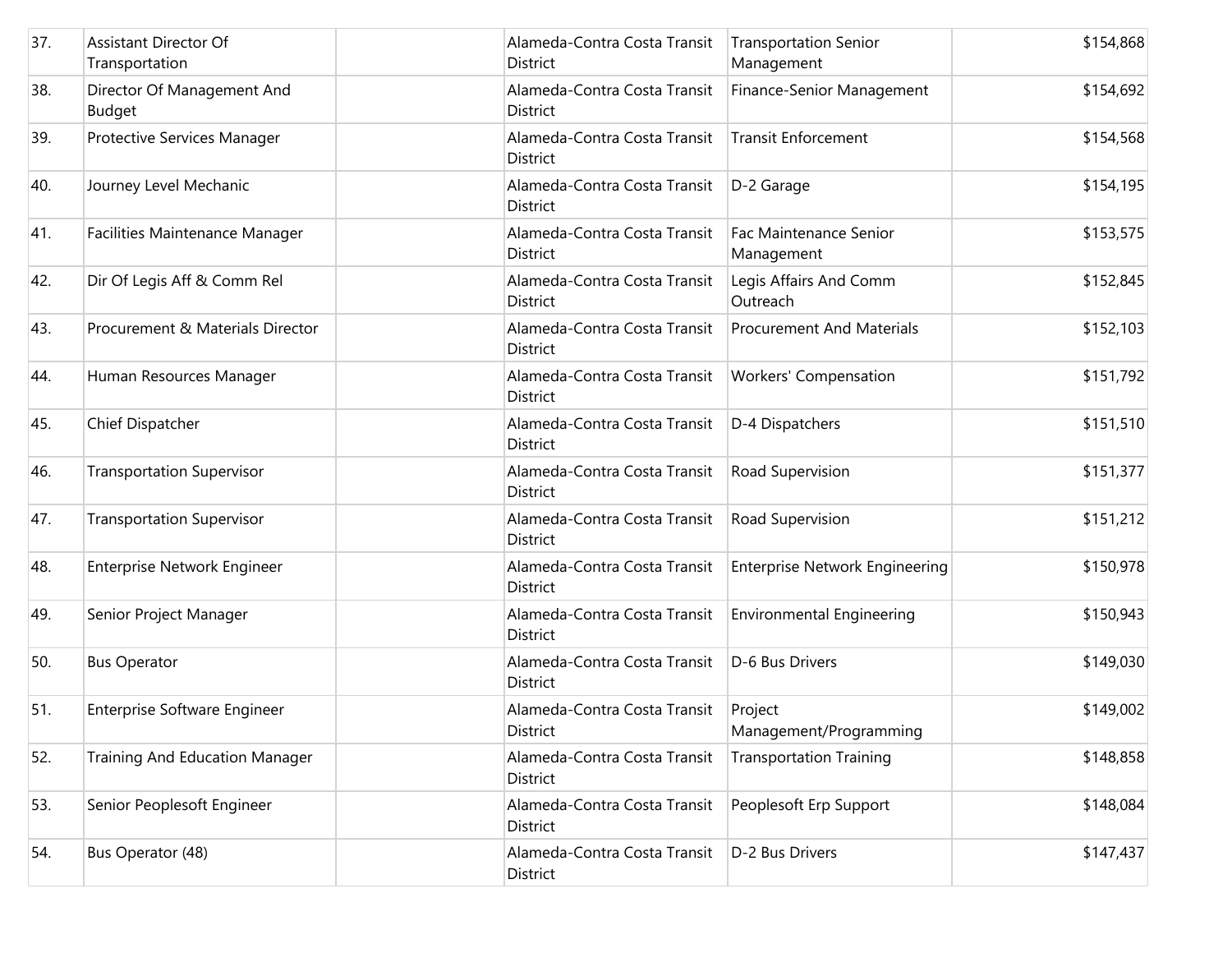| | | | | | |
|---|---|---|---|---|---|
| 37. | Assistant Director Of Transportation | | Alameda-Contra Costa Transit District | Transportation Senior Management | $154,868 |
| 38. | Director Of Management And Budget | | Alameda-Contra Costa Transit District | Finance-Senior Management | $154,692 |
| 39. | Protective Services Manager | | Alameda-Contra Costa Transit District | Transit Enforcement | $154,568 |
| 40. | Journey Level Mechanic | | Alameda-Contra Costa Transit District | D-2 Garage | $154,195 |
| 41. | Facilities Maintenance Manager | | Alameda-Contra Costa Transit District | Fac Maintenance Senior Management | $153,575 |
| 42. | Dir Of Legis Aff & Comm Rel | | Alameda-Contra Costa Transit District | Legis Affairs And Comm Outreach | $152,845 |
| 43. | Procurement & Materials Director | | Alameda-Contra Costa Transit District | Procurement And Materials | $152,103 |
| 44. | Human Resources Manager | | Alameda-Contra Costa Transit District | Workers' Compensation | $151,792 |
| 45. | Chief Dispatcher | | Alameda-Contra Costa Transit District | D-4 Dispatchers | $151,510 |
| 46. | Transportation Supervisor | | Alameda-Contra Costa Transit District | Road Supervision | $151,377 |
| 47. | Transportation Supervisor | | Alameda-Contra Costa Transit District | Road Supervision | $151,212 |
| 48. | Enterprise Network Engineer | | Alameda-Contra Costa Transit District | Enterprise Network Engineering | $150,978 |
| 49. | Senior Project Manager | | Alameda-Contra Costa Transit District | Environmental Engineering | $150,943 |
| 50. | Bus Operator | | Alameda-Contra Costa Transit District | D-6 Bus Drivers | $149,030 |
| 51. | Enterprise Software Engineer | | Alameda-Contra Costa Transit District | Project Management/Programming | $149,002 |
| 52. | Training And Education Manager | | Alameda-Contra Costa Transit District | Transportation Training | $148,858 |
| 53. | Senior Peoplesoft Engineer | | Alameda-Contra Costa Transit District | Peoplesoft Erp Support | $148,084 |
| 54. | Bus Operator (48) | | Alameda-Contra Costa Transit District | D-2 Bus Drivers | $147,437 |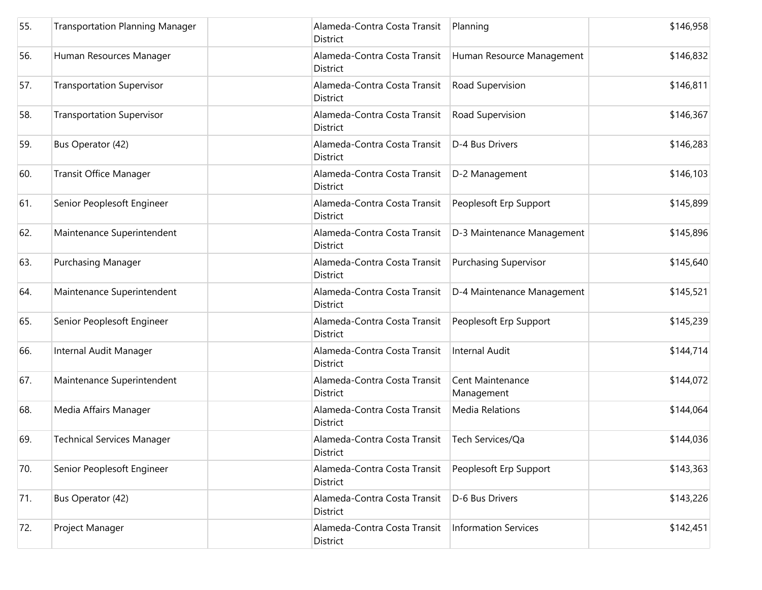| | | | | | |
|---|---|---|---|---|---|
| 55. | Transportation Planning Manager | | Alameda-Contra Costa Transit District | Planning | $146,958 |
| 56. | Human Resources Manager | | Alameda-Contra Costa Transit District | Human Resource Management | $146,832 |
| 57. | Transportation Supervisor | | Alameda-Contra Costa Transit District | Road Supervision | $146,811 |
| 58. | Transportation Supervisor | | Alameda-Contra Costa Transit District | Road Supervision | $146,367 |
| 59. | Bus Operator (42) | | Alameda-Contra Costa Transit District | D-4 Bus Drivers | $146,283 |
| 60. | Transit Office Manager | | Alameda-Contra Costa Transit District | D-2 Management | $146,103 |
| 61. | Senior Peoplesoft Engineer | | Alameda-Contra Costa Transit District | Peoplesoft Erp Support | $145,899 |
| 62. | Maintenance Superintendent | | Alameda-Contra Costa Transit District | D-3 Maintenance Management | $145,896 |
| 63. | Purchasing Manager | | Alameda-Contra Costa Transit District | Purchasing Supervisor | $145,640 |
| 64. | Maintenance Superintendent | | Alameda-Contra Costa Transit District | D-4 Maintenance Management | $145,521 |
| 65. | Senior Peoplesoft Engineer | | Alameda-Contra Costa Transit District | Peoplesoft Erp Support | $145,239 |
| 66. | Internal Audit Manager | | Alameda-Contra Costa Transit District | Internal Audit | $144,714 |
| 67. | Maintenance Superintendent | | Alameda-Contra Costa Transit District | Cent Maintenance Management | $144,072 |
| 68. | Media Affairs Manager | | Alameda-Contra Costa Transit District | Media Relations | $144,064 |
| 69. | Technical Services Manager | | Alameda-Contra Costa Transit District | Tech Services/Qa | $144,036 |
| 70. | Senior Peoplesoft Engineer | | Alameda-Contra Costa Transit District | Peoplesoft Erp Support | $143,363 |
| 71. | Bus Operator (42) | | Alameda-Contra Costa Transit District | D-6 Bus Drivers | $143,226 |
| 72. | Project Manager | | Alameda-Contra Costa Transit District | Information Services | $142,451 |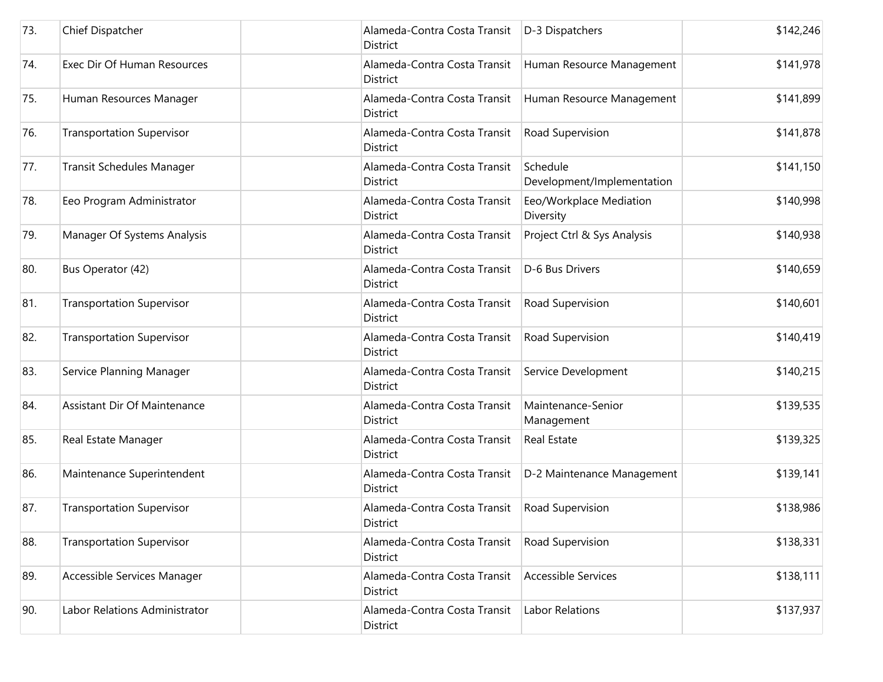| | | | | | |
|---|---|---|---|---|---|
| 73. | Chief Dispatcher | | Alameda-Contra Costa Transit District | D-3 Dispatchers | $142,246 |
| 74. | Exec Dir Of Human Resources | | Alameda-Contra Costa Transit District | Human Resource Management | $141,978 |
| 75. | Human Resources Manager | | Alameda-Contra Costa Transit District | Human Resource Management | $141,899 |
| 76. | Transportation Supervisor | | Alameda-Contra Costa Transit District | Road Supervision | $141,878 |
| 77. | Transit Schedules Manager | | Alameda-Contra Costa Transit District | Schedule Development/Implementation | $141,150 |
| 78. | Eeo Program Administrator | | Alameda-Contra Costa Transit District | Eeo/Workplace Mediation Diversity | $140,998 |
| 79. | Manager Of Systems Analysis | | Alameda-Contra Costa Transit District | Project Ctrl & Sys Analysis | $140,938 |
| 80. | Bus Operator (42) | | Alameda-Contra Costa Transit District | D-6 Bus Drivers | $140,659 |
| 81. | Transportation Supervisor | | Alameda-Contra Costa Transit District | Road Supervision | $140,601 |
| 82. | Transportation Supervisor | | Alameda-Contra Costa Transit District | Road Supervision | $140,419 |
| 83. | Service Planning Manager | | Alameda-Contra Costa Transit District | Service Development | $140,215 |
| 84. | Assistant Dir Of Maintenance | | Alameda-Contra Costa Transit District | Maintenance-Senior Management | $139,535 |
| 85. | Real Estate Manager | | Alameda-Contra Costa Transit District | Real Estate | $139,325 |
| 86. | Maintenance Superintendent | | Alameda-Contra Costa Transit District | D-2 Maintenance Management | $139,141 |
| 87. | Transportation Supervisor | | Alameda-Contra Costa Transit District | Road Supervision | $138,986 |
| 88. | Transportation Supervisor | | Alameda-Contra Costa Transit District | Road Supervision | $138,331 |
| 89. | Accessible Services Manager | | Alameda-Contra Costa Transit District | Accessible Services | $138,111 |
| 90. | Labor Relations Administrator | | Alameda-Contra Costa Transit District | Labor Relations | $137,937 |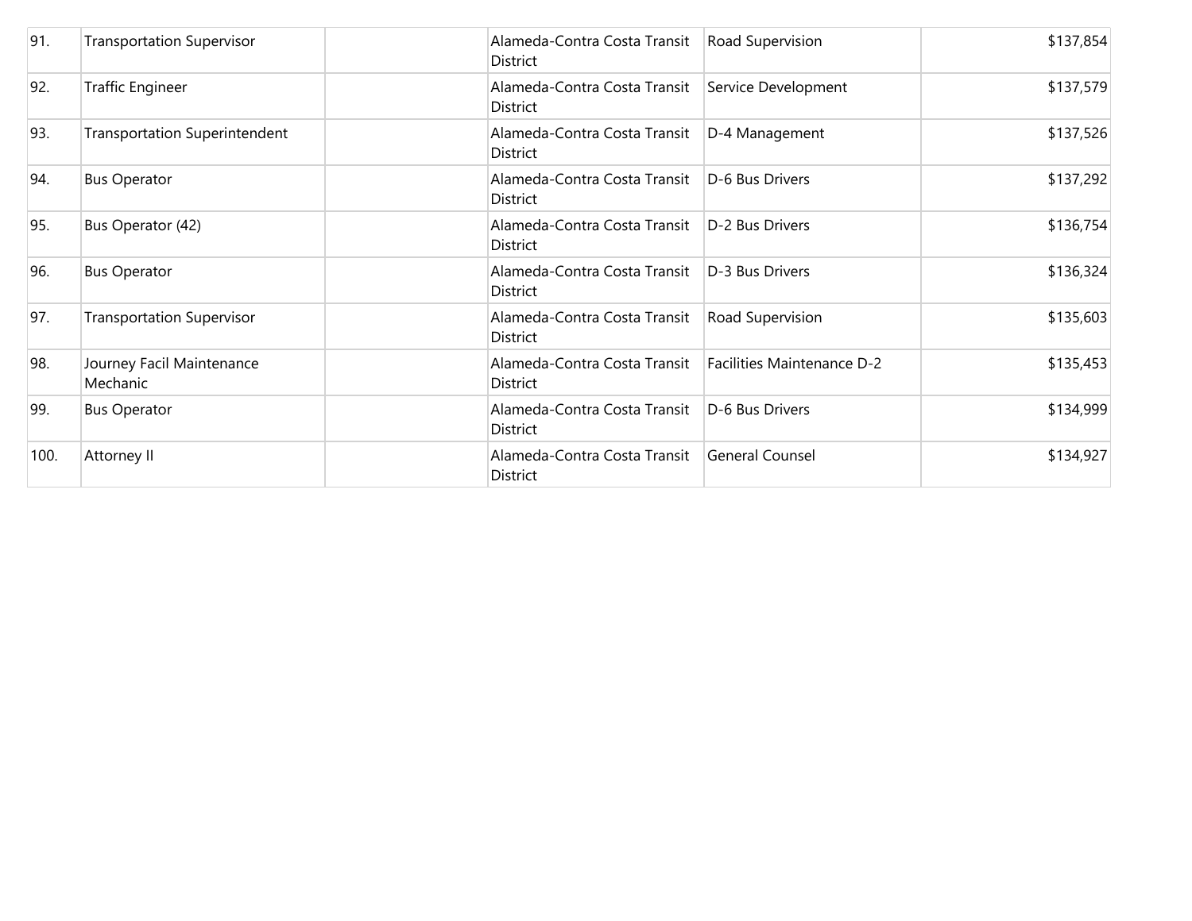| | | | | | |
|---|---|---|---|---|---|
| 91. | Transportation Supervisor | | Alameda-Contra Costa Transit District | Road Supervision | $137,854 |
| 92. | Traffic Engineer | | Alameda-Contra Costa Transit District | Service Development | $137,579 |
| 93. | Transportation Superintendent | | Alameda-Contra Costa Transit District | D-4 Management | $137,526 |
| 94. | Bus Operator | | Alameda-Contra Costa Transit District | D-6 Bus Drivers | $137,292 |
| 95. | Bus Operator (42) | | Alameda-Contra Costa Transit District | D-2 Bus Drivers | $136,754 |
| 96. | Bus Operator | | Alameda-Contra Costa Transit District | D-3 Bus Drivers | $136,324 |
| 97. | Transportation Supervisor | | Alameda-Contra Costa Transit District | Road Supervision | $135,603 |
| 98. | Journey Facil Maintenance Mechanic | | Alameda-Contra Costa Transit District | Facilities Maintenance D-2 | $135,453 |
| 99. | Bus Operator | | Alameda-Contra Costa Transit District | D-6 Bus Drivers | $134,999 |
| 100. | Attorney II | | Alameda-Contra Costa Transit District | General Counsel | $134,927 |